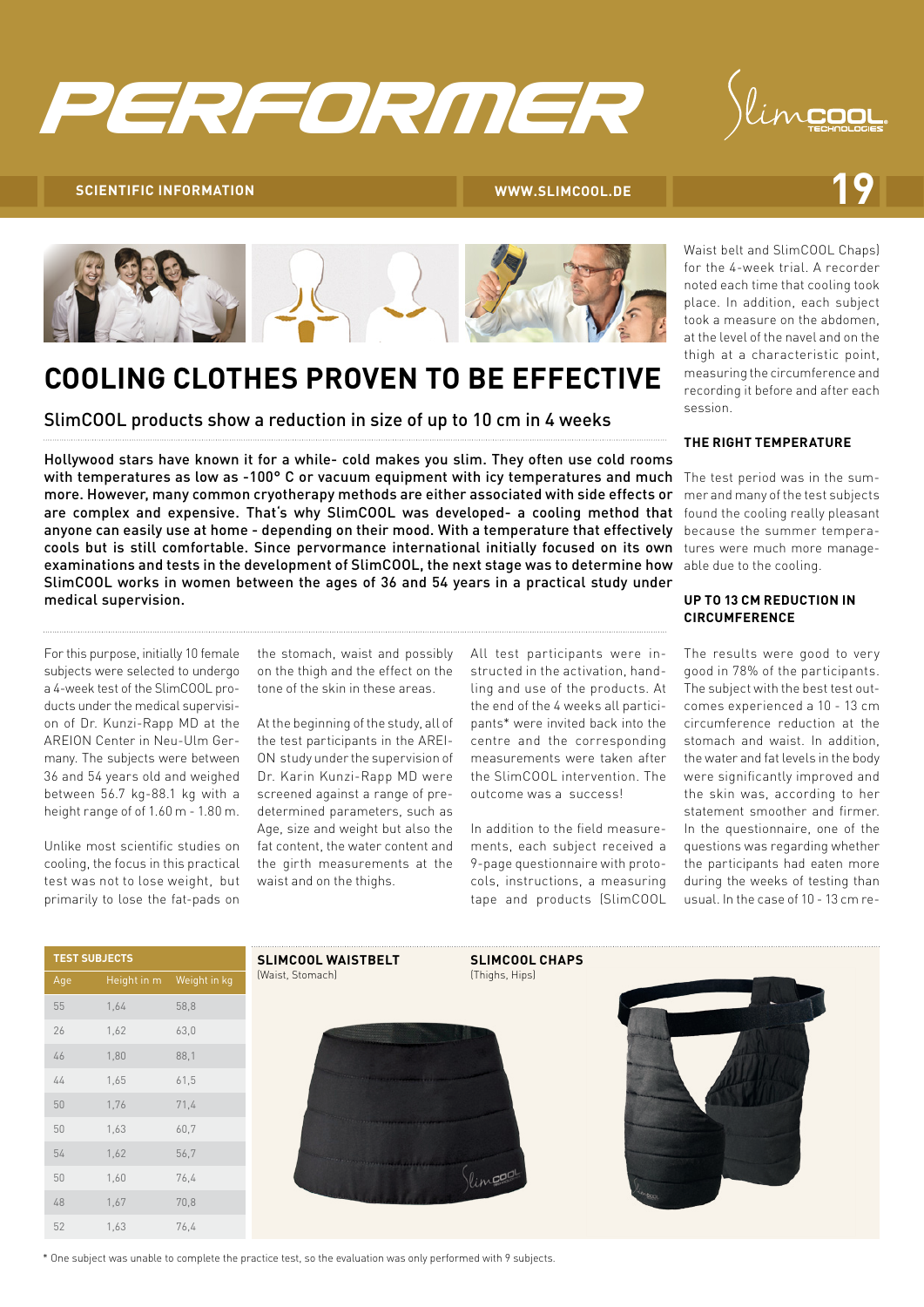# PERFORMER

**SCIENTIFIC INFORMATION** WWW.SLIMCOOL.DE

## COOLING CLOTHES PROVEN TO BE EFFECTIVE

### SlimCOOL products show a reduction in size of up to 10 cm in 4 weeks

**Hollywood stars have known it for a while- cold makes you slim. They often use cold rooms with temperatures as low as -100° C or vacuum equipment with icy temperatures and much more. However, many common cryotherapy methods are either associated with side effects or are complex and expensive. That's why SlimCOOL was developed- a cooling method that anyone can easily use at home - depending on their mood. With a temperature that effectively cools but is still comfortable. Since pervormance international initially focused on its own examinations and tests in the development of SlimCOOL, the next stage was to determine how SlimCOOL works in women between the ages of 36 and 54 years in a practical study under medical supervision.**

For this purpose, initially 10 female subjects were selected to undergo a 4-week test of the SlimCOOL products under the medical supervision of Dr. Kunzi-Rapp MD at the AREION Center in Neu-Ulm Germany. The subjects were between 36 and 54 years old and weighed between 56.7 kg-88.1 kg with a height range of of 1.60 m - 1.80 m.

Unlike most scientific studies on cooling, the focus in this practical test was not to lose weight, but primarily to lose the fat-pads on the stomach, waist and possibly on the thigh and the effect on the tone of the skin in these areas.

At the beginning of the study, all of the test participants in the AREION study under the supervision of Dr. Karin Kunzi-Rapp MD were screened against a range of predetermined parameters, such as Age, size and weight but also the fat content, the water content and the girth measurements at the waist and on the thighs.

All test participants were instructed in the activation, handling and use of the products. At the end of the 4 weeks all participants* were invited back into the centre and the corresponding measurements were taken after the SlimCOOL intervention. The outcome was a success!

In addition to the field measurements, each subject received a 9-page questionnaire with protocols, instructions, a measuring tape and products (SlimCOOL Waist belt and SlimCOOL Chaps) for the 4-week trial. A recorder noted each time that cooling took place. In addition, each subject took a measure on the abdomen, at the level of the navel and on the thigh at a characteristic point, measuring the circumference and recording it before and after each session.

#### THE RIGHT TEMPERATURE

The test period was in the summer and many of the test subjects found the cooling really pleasant because the summer temperatures were much more manageable due to the cooling.

#### UP TO 13 CM REDUCTION IN CIRCUMFERENCE

The results were good to very good in 78% of the participants. The subject with the best test outcomes experienced a 10 - 13 cm circumference reduction at the stomach and waist. In addition, the water and fat levels in the body were significantly improved and the skin was, according to her statement smoother and firmer. In the questionnaire, one of the questions was regarding whether the participants had eaten more during the weeks of testing than usual. In the case of 10 - 13 cm re-

**TEST SUBJECTS**

| Age | Height in m | Weight in kg |
|---|---|---|
| 55 | 1,64 | 58,8 |
| 26 | 1,62 | 63,0 |
| 46 | 1,80 | 88,1 |
| 44 | 1,65 | 61,5 |
| 50 | 1,76 | 71,4 |
| 50 | 1,63 | 60,7 |
| 54 | 1,62 | 56,7 |
| 50 | 1,60 | 76,4 |
| 48 | 1,67 | 70,8 |
| 52 | 1,63 | 76,4 |

**SLIMCOOL WAISTBELT**
(Waist, Stomach)

**SLIMCOOL CHAPS**
(Thighs, Hips)

\* One subject was unable to complete the practice test, so the evaluation was only performed with 9 subjects.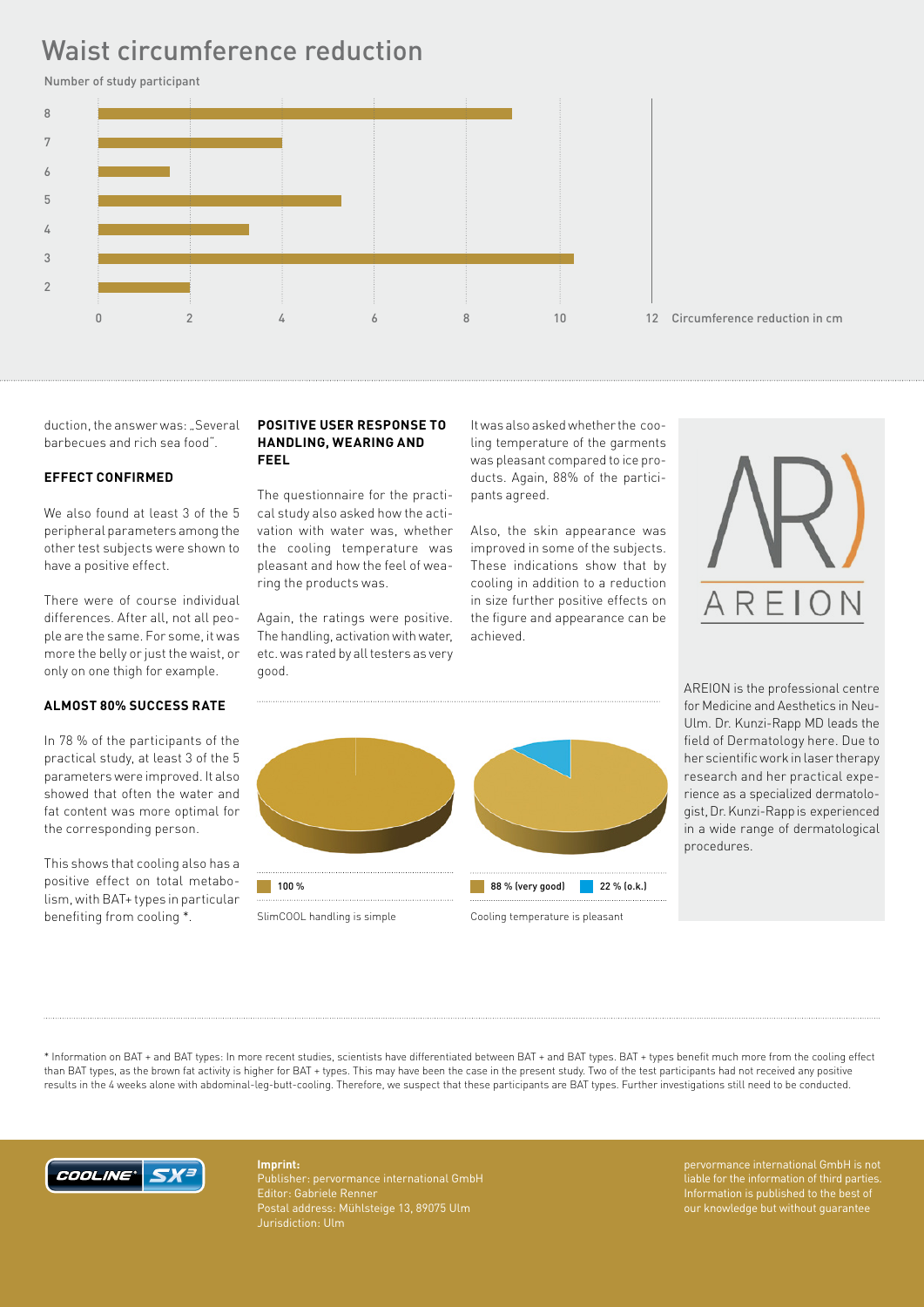# Waist circumference reduction

Number of study participant

8
7
6
5
4
3
2

0
2
4
6
8
10
12 Circumference reduction in cm

duction, the answer was: „Several barbecues and rich sea food".

### EFFECT CONFIRMED

We also found at least 3 of the 5 peripheral parameters among the other test subjects were shown to have a positive effect.

There were of course individual differences. After all, not all people are the same. For some, it was more the belly or just the waist, or only on one thigh for example.

### ALMOST 80% SUCCESS RATE

In 78 % of the participants of the practical study, at least 3 of the 5 parameters were improved. It also showed that often the water and fat content was more optimal for the corresponding person.

This shows that cooling also has a positive effect on total metabolism, with BAT+ types in particular benefiting from cooling *.

### POSITIVE USER RESPONSE TO HANDLING, WEARING AND FEEL

The questionnaire for the practical study also asked how the activation with water, whether the cooling temperature was pleasant and how the feel of wearing the products was.

Again, the ratings were positive. The handling, activation with water, etc. was rated by all testers as very good.

It was also asked whether the cooling temperature of the garments was pleasant compared to ice products. Again, 88% of the participants agreed.

Also, the skin appearance was improved in some of the subjects. These indications show that by cooling in addition to a reduction in size further positive effects on the figure and appearance can be achieved.

100 %

SlimCOOL handling is simple

88 % (very good) 22 % (o.k.)

Cooling temperature is pleasant

AREION

AREION is the professional centre for Medicine and Aesthetics in Neu-Ulm. Dr. Kunzi-Rapp MD leads the field of Dermatology here. Due to her scientific work in laser therapy research and her practical experience as a specialized dermatologist, Dr. Kunzi-Rapp is experienced in a wide range of dermatological procedures.

* Information on BAT + and BAT types: In more recent studies, scientists have differentiated between BAT + and BAT types. BAT + types benefit much more from the cooling effect than BAT types, as the brown fat activity is higher for BAT + types. This may have been the case in the present study. Two of the test participants had not received any positive results in the 4 weeks alone with abdominal-leg-butt-cooling. Therefore, we suspect that these participants are BAT types. Further investigations still need to be conducted.

COOLINE SX3

**Imprint:**
Publisher: pervormance international GmbH
Editor: Gabriele Renner
Postal address: Mühlsteige 13, 89075 Ulm
Jurisdiction: Ulm

pervormance international GmbH is not liable for the information of third parties. Information is published to the best of our knowledge but without guarantee